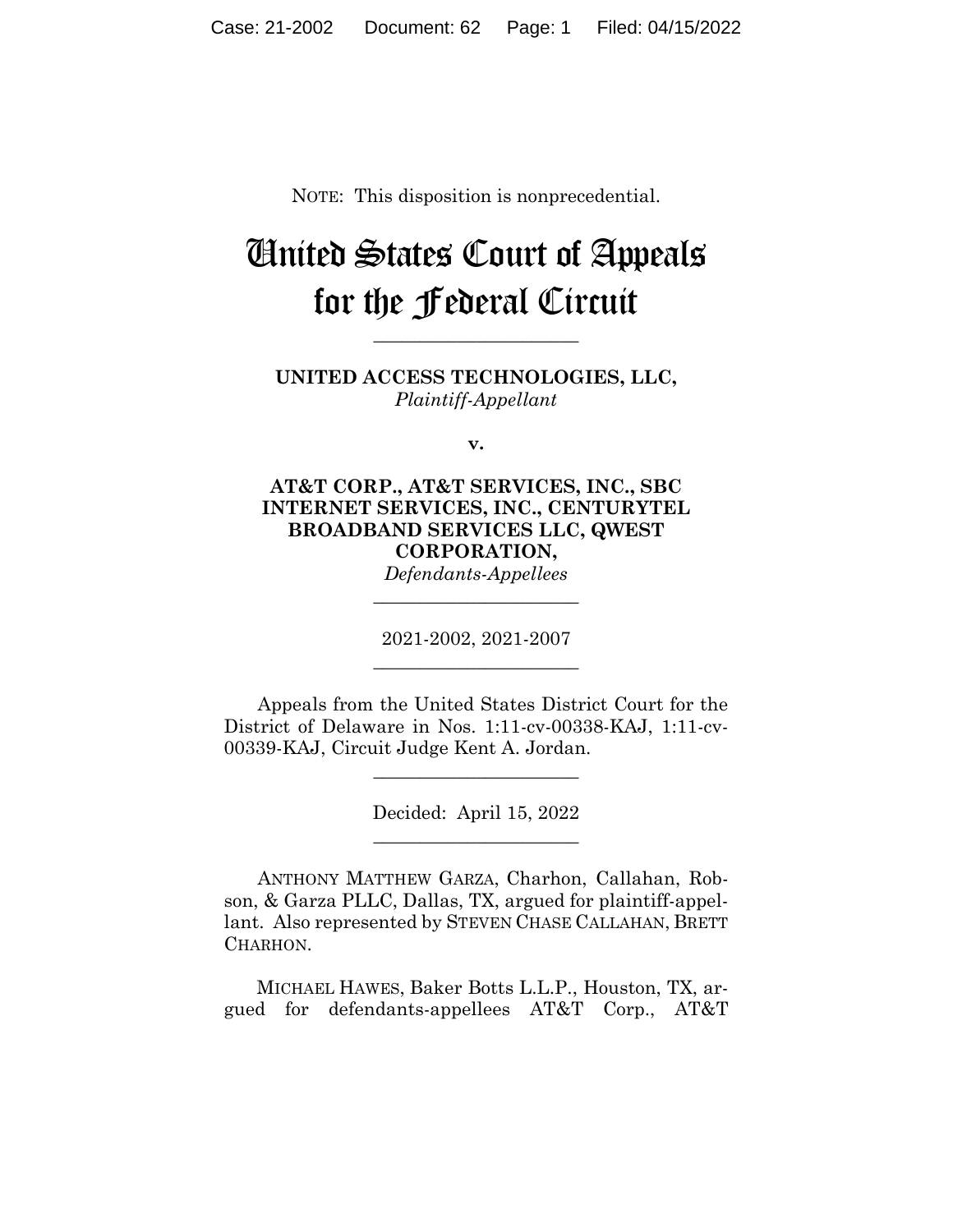NOTE: This disposition is nonprecedential.

# United States Court of Appeals for the Federal Circuit

---

**UNITED ACCESS TECHNOLOGIES, LLC,**
*Plaintiff-Appellant*

**v.**

**AT&T CORP., AT&T SERVICES, INC., SBC INTERNET SERVICES, INC., CENTURYTEL BROADBAND SERVICES LLC, QWEST CORPORATION,**
*Defendants-Appellees*

---

2021-2002, 2021-2007

---

Appeals from the United States District Court for the District of Delaware in Nos. 1:11-cv-00338-KAJ, 1:11-cv-00339-KAJ, Circuit Judge Kent A. Jordan.

---

Decided: April 15, 2022

---

ANTHONY MATTHEW GARZA, Charhon, Callahan, Robson, & Garza PLLC, Dallas, TX, argued for plaintiff-appellant. Also represented by STEVEN CHASE CALLAHAN, BRETT CHARHON.

MICHAEL HAWES, Baker Botts L.L.P., Houston, TX, argued for defendants-appellees AT&T Corp., AT&T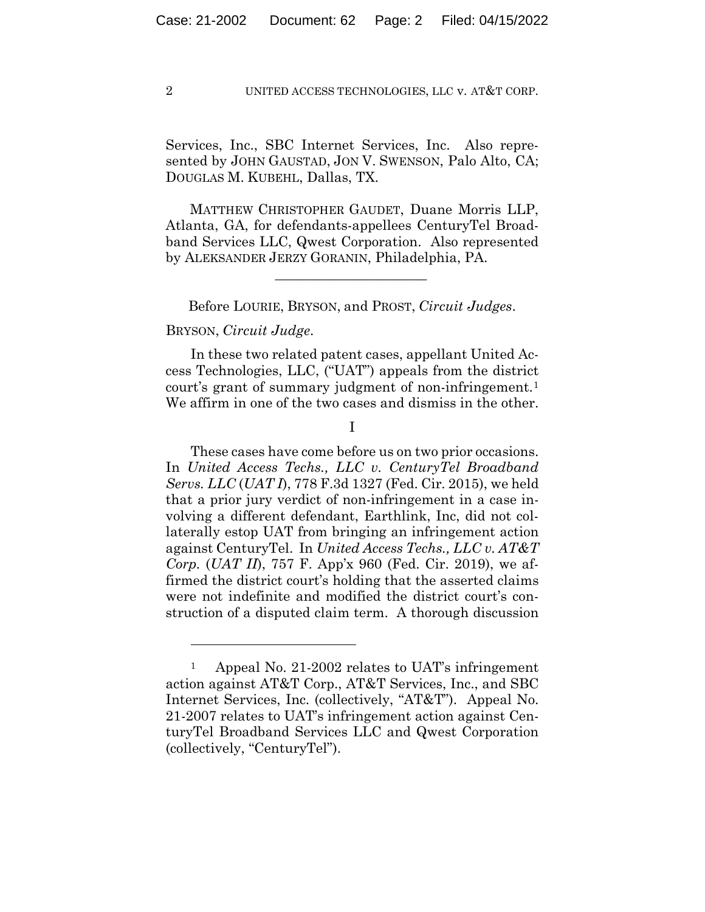Services, Inc., SBC Internet Services, Inc. Also represented by JOHN GAUSTAD, JON V. SWENSON, Palo Alto, CA; DOUGLAS M. KUBEHL, Dallas, TX.

MATTHEW CHRISTOPHER GAUDET, Duane Morris LLP, Atlanta, GA, for defendants-appellees CenturyTel Broadband Services LLC, Qwest Corporation. Also represented by ALEKSANDER JERZY GORANIN, Philadelphia, PA.

---

Before LOURIE, BRYSON, and PROST, *Circuit Judges*.

BRYSON, *Circuit Judge*.

In these two related patent cases, appellant United Access Technologies, LLC, ("UAT") appeals from the district court's grant of summary judgment of non-infringement.[1] We affirm in one of the two cases and dismiss in the other.

I

These cases have come before us on two prior occasions. In *United Access Techs., LLC v. CenturyTel Broadband Servs. LLC* (*UAT I*), 778 F.3d 1327 (Fed. Cir. 2015), we held that a prior jury verdict of non-infringement in a case involving a different defendant, Earthlink, Inc, did not collaterally estop UAT from bringing an infringement action against CenturyTel. In *United Access Techs., LLC v. AT&T Corp.* (*UAT II*), 757 F. App'x 960 (Fed. Cir. 2019), we affirmed the district court's holding that the asserted claims were not indefinite and modified the district court's construction of a disputed claim term. A thorough discussion

---

[1] Appeal No. 21-2002 relates to UAT's infringement action against AT&T Corp., AT&T Services, Inc., and SBC Internet Services, Inc. (collectively, "AT&T"). Appeal No. 21-2007 relates to UAT's infringement action against CenturyTel Broadband Services LLC and Qwest Corporation (collectively, "CenturyTel").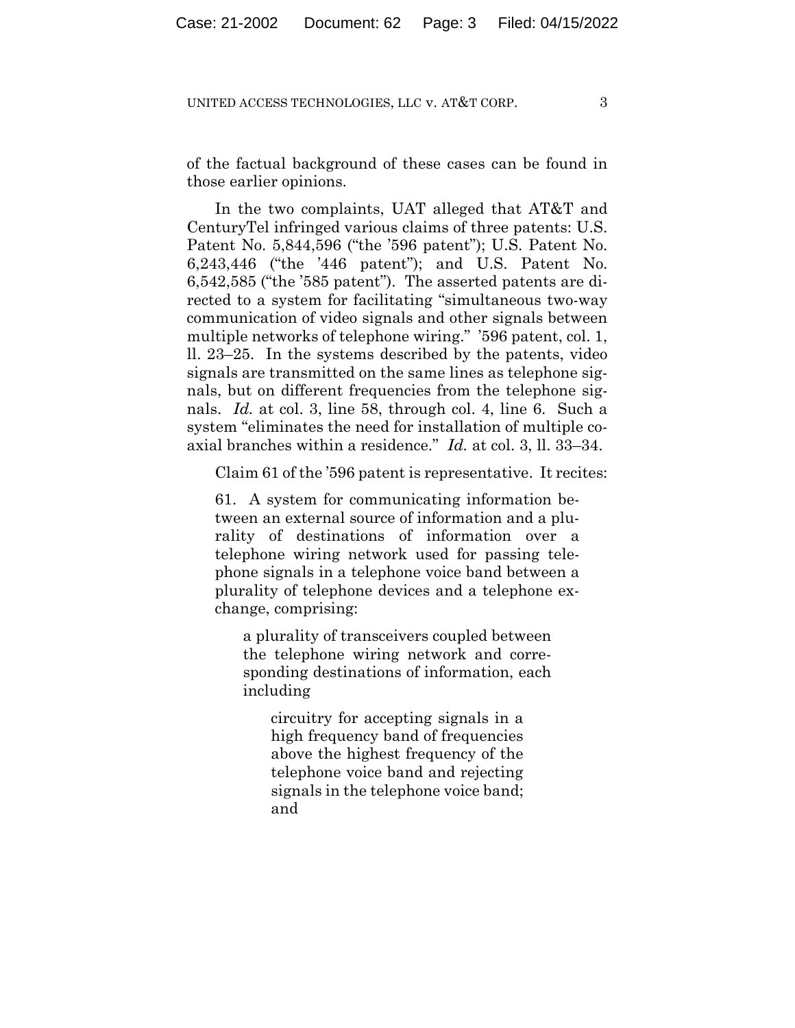of the factual background of these cases can be found in those earlier opinions.

In the two complaints, UAT alleged that AT&T and CenturyTel infringed various claims of three patents: U.S. Patent No. 5,844,596 ("the '596 patent"); U.S. Patent No. 6,243,446 ("the '446 patent"); and U.S. Patent No. 6,542,585 ("the '585 patent"). The asserted patents are directed to a system for facilitating "simultaneous two-way communication of video signals and other signals between multiple networks of telephone wiring." '596 patent, col. 1, ll. 23–25. In the systems described by the patents, video signals are transmitted on the same lines as telephone signals, but on different frequencies from the telephone signals. *Id.* at col. 3, line 58, through col. 4, line 6. Such a system "eliminates the need for installation of multiple coaxial branches within a residence." *Id.* at col. 3, ll. 33–34.

Claim 61 of the '596 patent is representative. It recites:

> 61. A system for communicating information between an external source of information and a plurality of destinations of information over a telephone wiring network used for passing telephone signals in a telephone voice band between a plurality of telephone devices and a telephone exchange, comprising:
>
> > a plurality of transceivers coupled between the telephone wiring network and corresponding destinations of information, each including
> >
> > > circuitry for accepting signals in a high frequency band of frequencies above the highest frequency of the telephone voice band and rejecting signals in the telephone voice band; and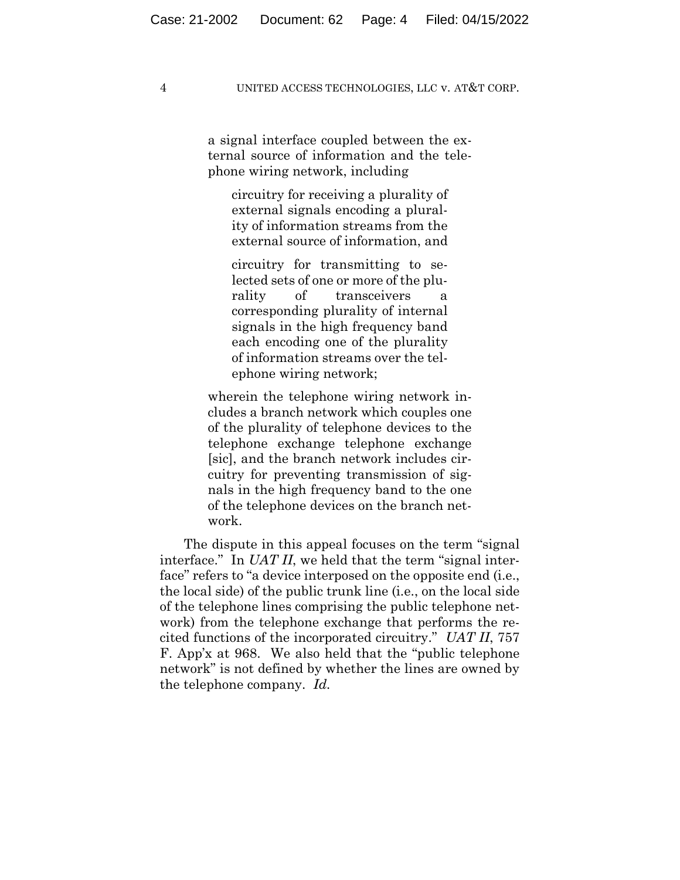> a signal interface coupled between the external source of information and the telephone wiring network, including
>
> > circuitry for receiving a plurality of external signals encoding a plurality of information streams from the external source of information, and
> >
> > circuitry for transmitting to selected sets of one or more of the plurality of transceivers a corresponding plurality of internal signals in the high frequency band each encoding one of the plurality of information streams over the telephone wiring network;
>
> wherein the telephone wiring network includes a branch network which couples one of the plurality of telephone devices to the telephone exchange telephone exchange [sic], and the branch network includes circuitry for preventing transmission of signals in the high frequency band to the one of the telephone devices on the branch network.

The dispute in this appeal focuses on the term "signal interface." In *UAT II*, we held that the term "signal interface" refers to "a device interposed on the opposite end (i.e., the local side) of the public trunk line (i.e., on the local side of the telephone lines comprising the public telephone network) from the telephone exchange that performs the recited functions of the incorporated circuitry." *UAT II*, 757 F. App'x at 968. We also held that the "public telephone network" is not defined by whether the lines are owned by the telephone company. *Id.*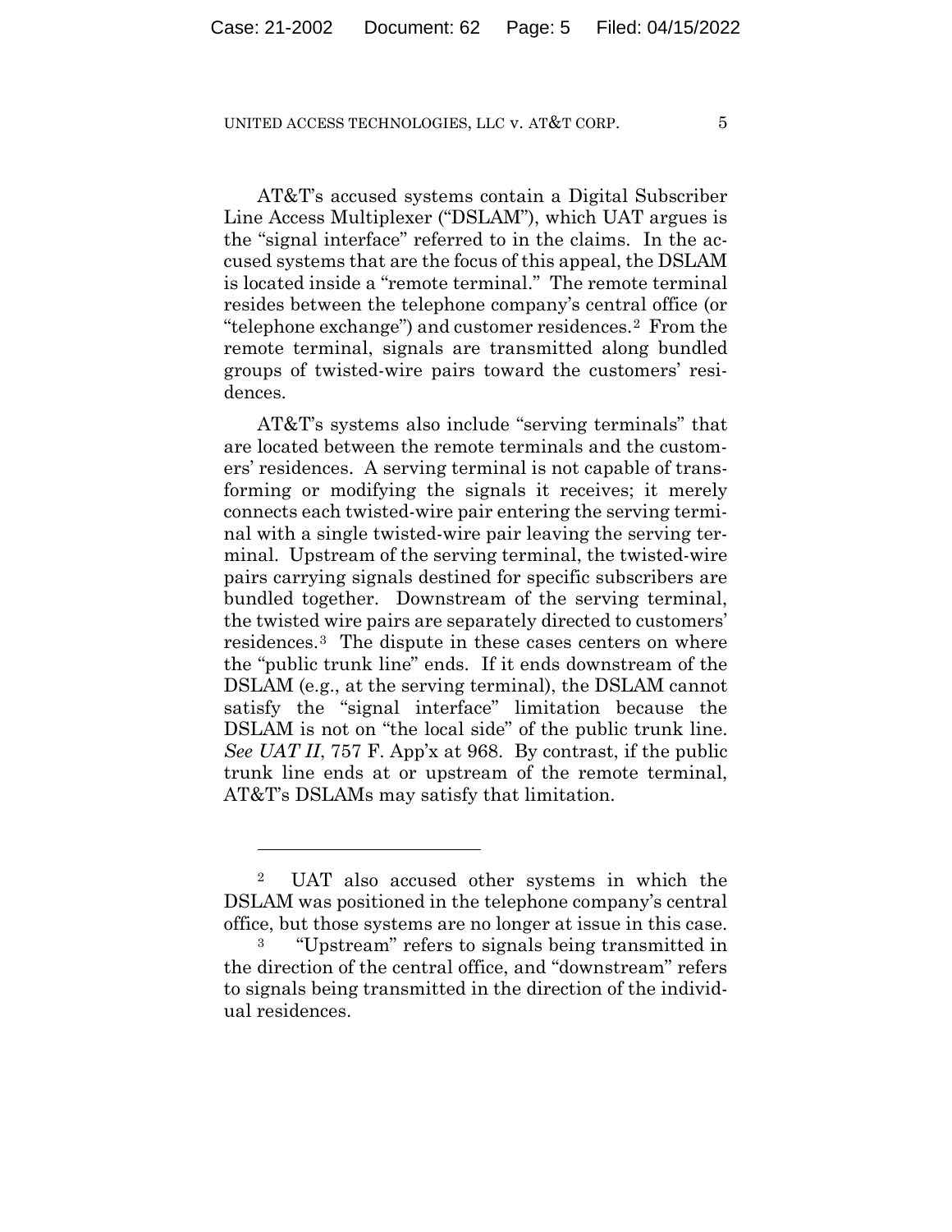AT&T's accused systems contain a Digital Subscriber Line Access Multiplexer ("DSLAM"), which UAT argues is the "signal interface" referred to in the claims. In the accused systems that are the focus of this appeal, the DSLAM is located inside a "remote terminal." The remote terminal resides between the telephone company's central office (or "telephone exchange") and customer residences.[2] From the remote terminal, signals are transmitted along bundled groups of twisted-wire pairs toward the customers' residences.

AT&T's systems also include "serving terminals" that are located between the remote terminals and the customers' residences. A serving terminal is not capable of transforming or modifying the signals it receives; it merely connects each twisted-wire pair entering the serving terminal with a single twisted-wire pair leaving the serving terminal. Upstream of the serving terminal, the twisted-wire pairs carrying signals destined for specific subscribers are bundled together. Downstream of the serving terminal, the twisted wire pairs are separately directed to customers' residences.[3] The dispute in these cases centers on where the "public trunk line" ends. If it ends downstream of the DSLAM (e.g., at the serving terminal), the DSLAM cannot satisfy the "signal interface" limitation because the DSLAM is not on "the local side" of the public trunk line. *See UAT II*, 757 F. App'x at 968. By contrast, if the public trunk line ends at or upstream of the remote terminal, AT&T's DSLAMs may satisfy that limitation.

---

[2] UAT also accused other systems in which the DSLAM was positioned in the telephone company's central office, but those systems are no longer at issue in this case.

[3] "Upstream" refers to signals being transmitted in the direction of the central office, and "downstream" refers to signals being transmitted in the direction of the individual residences.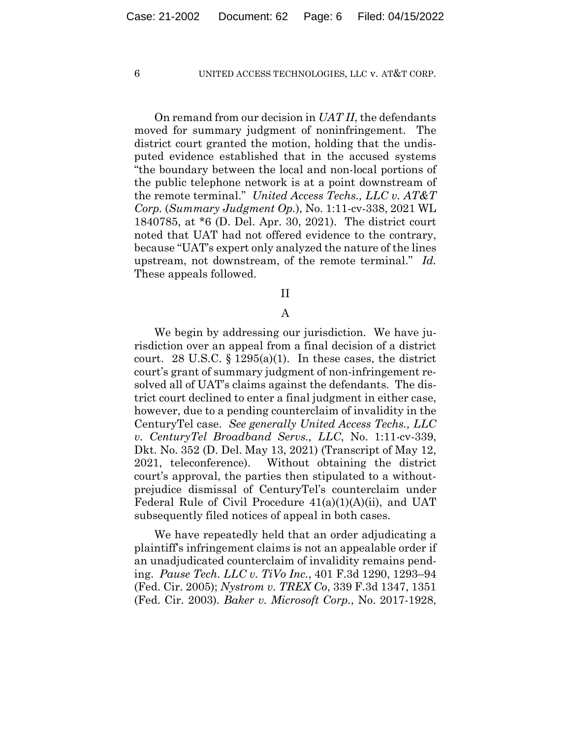On remand from our decision in *UAT II*, the defendants moved for summary judgment of noninfringement. The district court granted the motion, holding that the undisputed evidence established that in the accused systems "the boundary between the local and non-local portions of the public telephone network is at a point downstream of the remote terminal." *United Access Techs., LLC v. AT&T Corp.* (*Summary Judgment Op.*), No. 1:11-cv-338, 2021 WL 1840785, at *6 (D. Del. Apr. 30, 2021). The district court noted that UAT had not offered evidence to the contrary, because "UAT's expert only analyzed the nature of the lines upstream, not downstream, of the remote terminal." *Id.* These appeals followed.

## II

### A

We begin by addressing our jurisdiction. We have jurisdiction over an appeal from a final decision of a district court. 28 U.S.C. § 1295(a)(1). In these cases, the district court's grant of summary judgment of non-infringement resolved all of UAT's claims against the defendants. The district court declined to enter a final judgment in either case, however, due to a pending counterclaim of invalidity in the CenturyTel case. *See generally United Access Techs., LLC v. CenturyTel Broadband Servs., LLC*, No. 1:11-cv-339, Dkt. No. 352 (D. Del. May 13, 2021) (Transcript of May 12, 2021, teleconference). Without obtaining the district court's approval, the parties then stipulated to a without-prejudice dismissal of CenturyTel's counterclaim under Federal Rule of Civil Procedure 41(a)(1)(A)(ii), and UAT subsequently filed notices of appeal in both cases.

We have repeatedly held that an order adjudicating a plaintiff's infringement claims is not an appealable order if an unadjudicated counterclaim of invalidity remains pending. *Pause Tech. LLC v. TiVo Inc.*, 401 F.3d 1290, 1293–94 (Fed. Cir. 2005); *Nystrom v. TREX Co*, 339 F.3d 1347, 1351 (Fed. Cir. 2003). *Baker v. Microsoft Corp.*, No. 2017-1928,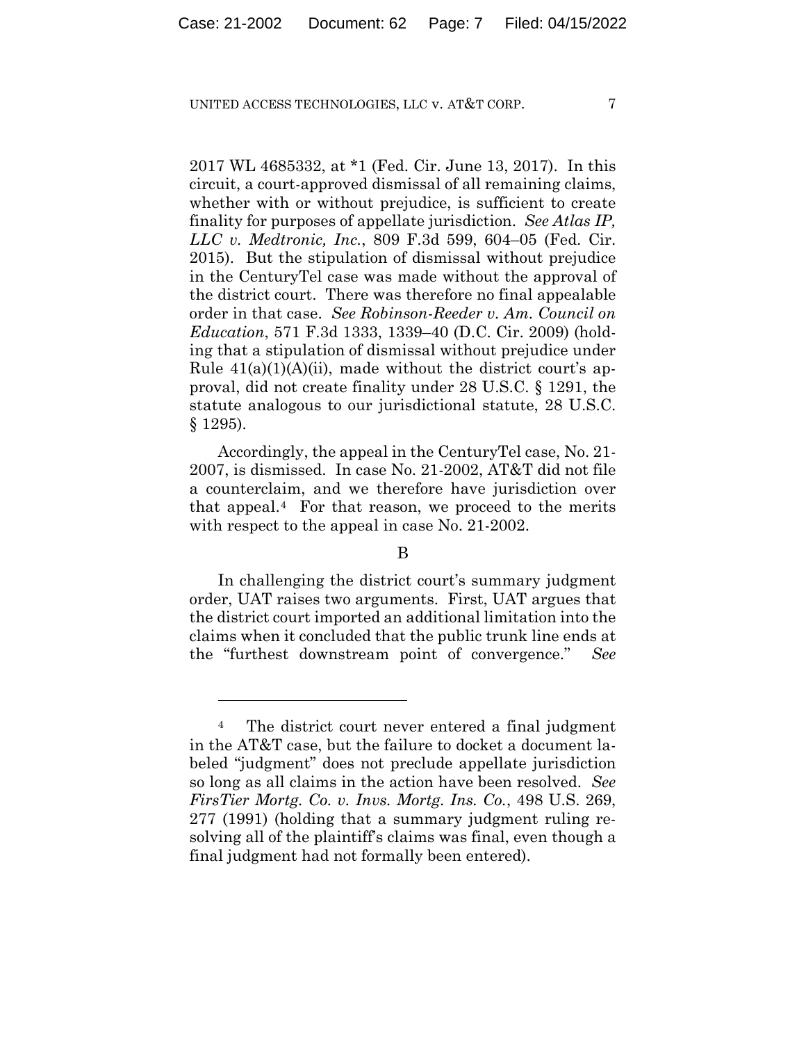2017 WL 4685332, at *1 (Fed. Cir. June 13, 2017). In this circuit, a court-approved dismissal of all remaining claims, whether with or without prejudice, is sufficient to create finality for purposes of appellate jurisdiction. *See Atlas IP, LLC v. Medtronic, Inc.*, 809 F.3d 599, 604–05 (Fed. Cir. 2015). But the stipulation of dismissal without prejudice in the CenturyTel case was made without the approval of the district court. There was therefore no final appealable order in that case. *See Robinson-Reeder v. Am. Council on Education*, 571 F.3d 1333, 1339–40 (D.C. Cir. 2009) (holding that a stipulation of dismissal without prejudice under Rule 41(a)(1)(A)(ii), made without the district court's approval, did not create finality under 28 U.S.C. § 1291, the statute analogous to our jurisdictional statute, 28 U.S.C. § 1295).

Accordingly, the appeal in the CenturyTel case, No. 21-2007, is dismissed. In case No. 21-2002, AT&T did not file a counterclaim, and we therefore have jurisdiction over that appeal.[4] For that reason, we proceed to the merits with respect to the appeal in case No. 21-2002.

B

In challenging the district court's summary judgment order, UAT raises two arguments. First, UAT argues that the district court imported an additional limitation into the claims when it concluded that the public trunk line ends at the "furthest downstream point of convergence." *See*

---

[4] The district court never entered a final judgment in the AT&T case, but the failure to docket a document labeled "judgment" does not preclude appellate jurisdiction so long as all claims in the action have been resolved. *See FirsTier Mortg. Co. v. Invs. Mortg. Ins. Co.*, 498 U.S. 269, 277 (1991) (holding that a summary judgment ruling resolving all of the plaintiff's claims was final, even though a final judgment had not formally been entered).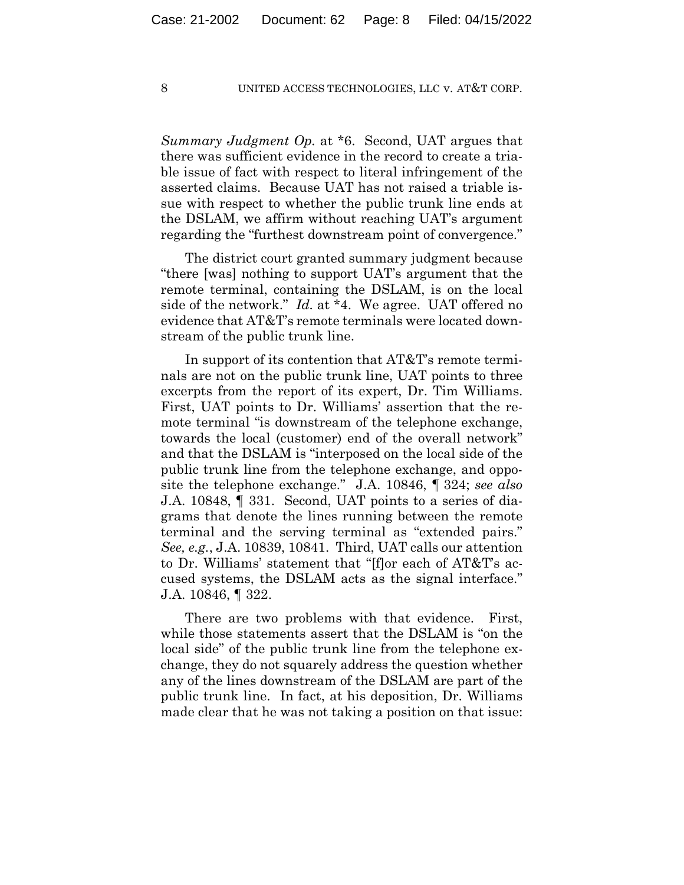*Summary Judgment Op.* at \*6. Second, UAT argues that there was sufficient evidence in the record to create a triable issue of fact with respect to literal infringement of the asserted claims. Because UAT has not raised a triable issue with respect to whether the public trunk line ends at the DSLAM, we affirm without reaching UAT's argument regarding the "furthest downstream point of convergence."

The district court granted summary judgment because "there [was] nothing to support UAT's argument that the remote terminal, containing the DSLAM, is on the local side of the network." *Id.* at \*4. We agree. UAT offered no evidence that AT&T's remote terminals were located downstream of the public trunk line.

In support of its contention that AT&T's remote terminals are not on the public trunk line, UAT points to three excerpts from the report of its expert, Dr. Tim Williams. First, UAT points to Dr. Williams' assertion that the remote terminal "is downstream of the telephone exchange, towards the local (customer) end of the overall network" and that the DSLAM is "interposed on the local side of the public trunk line from the telephone exchange, and opposite the telephone exchange." J.A. 10846, ¶ 324; *see also* J.A. 10848, ¶ 331. Second, UAT points to a series of diagrams that denote the lines running between the remote terminal and the serving terminal as "extended pairs." *See, e.g.*, J.A. 10839, 10841. Third, UAT calls our attention to Dr. Williams' statement that "[f]or each of AT&T's accused systems, the DSLAM acts as the signal interface." J.A. 10846, ¶ 322.

There are two problems with that evidence. First, while those statements assert that the DSLAM is "on the local side" of the public trunk line from the telephone exchange, they do not squarely address the question whether any of the lines downstream of the DSLAM are part of the public trunk line. In fact, at his deposition, Dr. Williams made clear that he was not taking a position on that issue: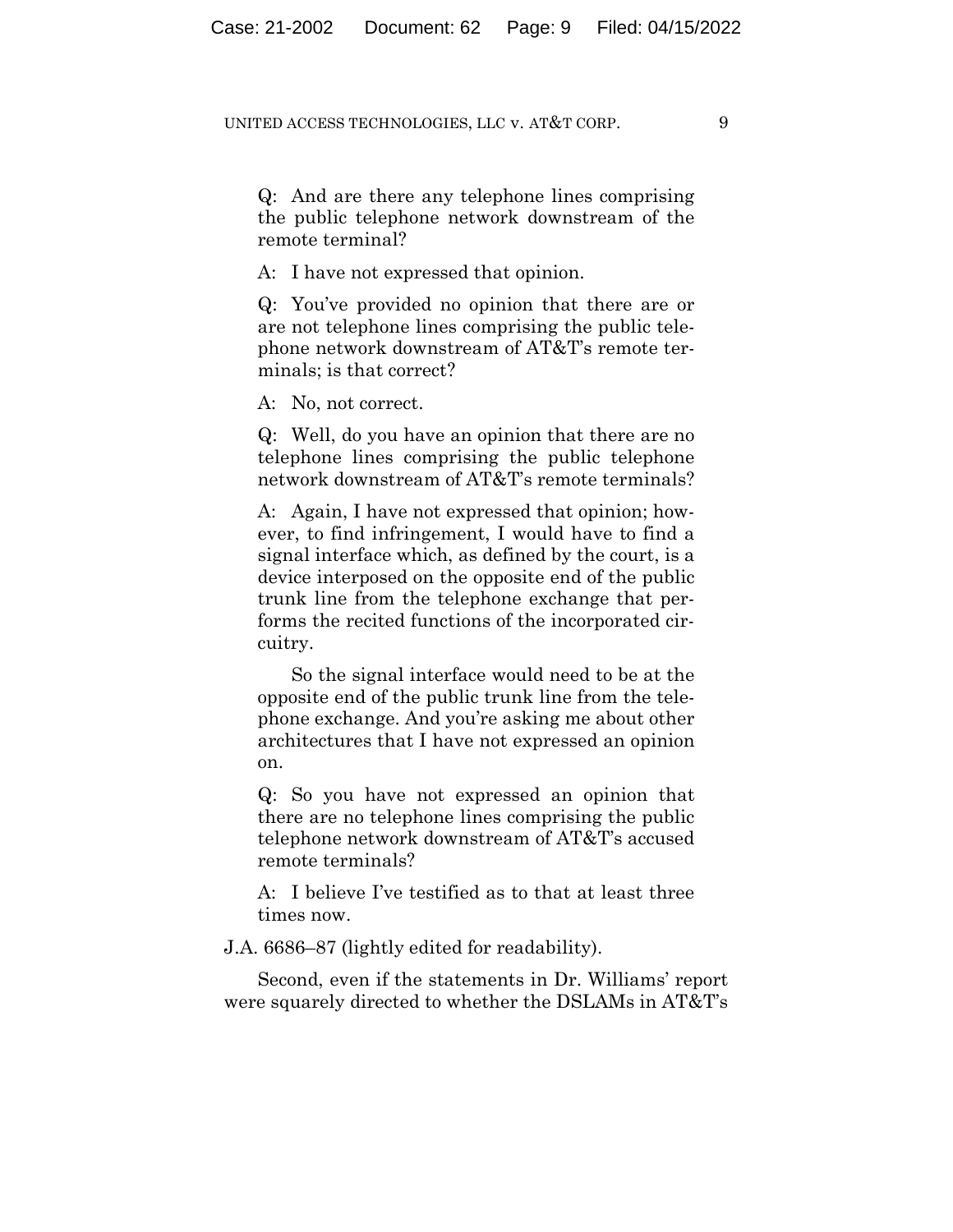Q: And are there any telephone lines comprising the public telephone network downstream of the remote terminal?

A: I have not expressed that opinion.

Q: You've provided no opinion that there are or are not telephone lines comprising the public telephone network downstream of AT&T's remote terminals; is that correct?

A: No, not correct.

Q: Well, do you have an opinion that there are no telephone lines comprising the public telephone network downstream of AT&T's remote terminals?

A: Again, I have not expressed that opinion; however, to find infringement, I would have to find a signal interface which, as defined by the court, is a device interposed on the opposite end of the public trunk line from the telephone exchange that performs the recited functions of the incorporated circuitry.

So the signal interface would need to be at the opposite end of the public trunk line from the telephone exchange. And you're asking me about other architectures that I have not expressed an opinion on.

Q: So you have not expressed an opinion that there are no telephone lines comprising the public telephone network downstream of AT&T's accused remote terminals?

A: I believe I've testified as to that at least three times now.

J.A. 6686–87 (lightly edited for readability).

Second, even if the statements in Dr. Williams' report were squarely directed to whether the DSLAMs in AT&T's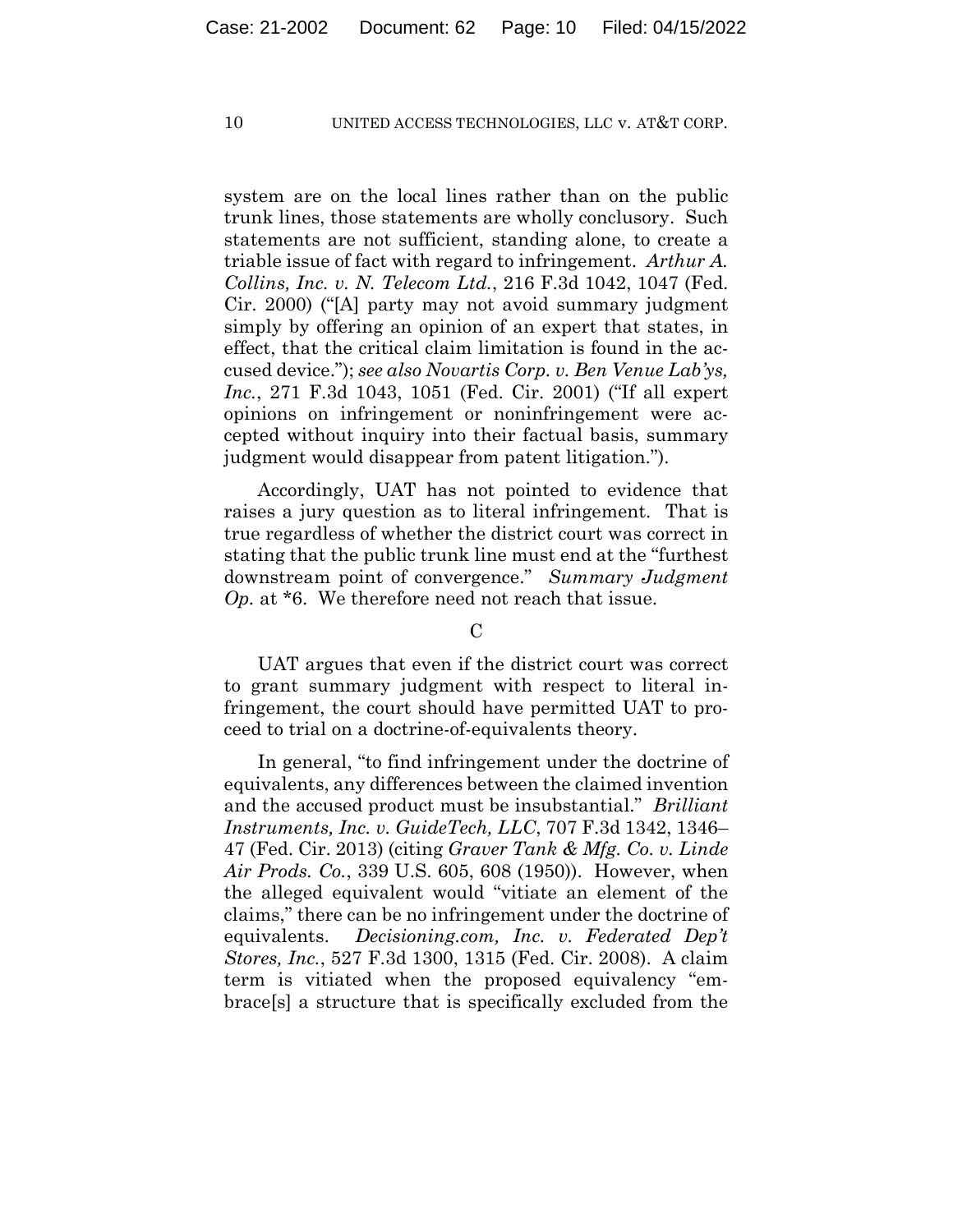system are on the local lines rather than on the public trunk lines, those statements are wholly conclusory. Such statements are not sufficient, standing alone, to create a triable issue of fact with regard to infringement. *Arthur A. Collins, Inc. v. N. Telecom Ltd.*, 216 F.3d 1042, 1047 (Fed. Cir. 2000) ("[A] party may not avoid summary judgment simply by offering an opinion of an expert that states, in effect, that the critical claim limitation is found in the accused device."); *see also Novartis Corp. v. Ben Venue Lab'ys, Inc.*, 271 F.3d 1043, 1051 (Fed. Cir. 2001) ("If all expert opinions on infringement or noninfringement were accepted without inquiry into their factual basis, summary judgment would disappear from patent litigation.").

Accordingly, UAT has not pointed to evidence that raises a jury question as to literal infringement. That is true regardless of whether the district court was correct in stating that the public trunk line must end at the "furthest downstream point of convergence." *Summary Judgment Op.* at *6. We therefore need not reach that issue.

C

UAT argues that even if the district court was correct to grant summary judgment with respect to literal infringement, the court should have permitted UAT to proceed to trial on a doctrine-of-equivalents theory.

In general, "to find infringement under the doctrine of equivalents, any differences between the claimed invention and the accused product must be insubstantial." *Brilliant Instruments, Inc. v. GuideTech, LLC*, 707 F.3d 1342, 1346–47 (Fed. Cir. 2013) (citing *Graver Tank & Mfg. Co. v. Linde Air Prods. Co.*, 339 U.S. 605, 608 (1950)). However, when the alleged equivalent would "vitiate an element of the claims," there can be no infringement under the doctrine of equivalents. *Decisioning.com, Inc. v. Federated Dep't Stores, Inc.*, 527 F.3d 1300, 1315 (Fed. Cir. 2008). A claim term is vitiated when the proposed equivalency "embrace[s] a structure that is specifically excluded from the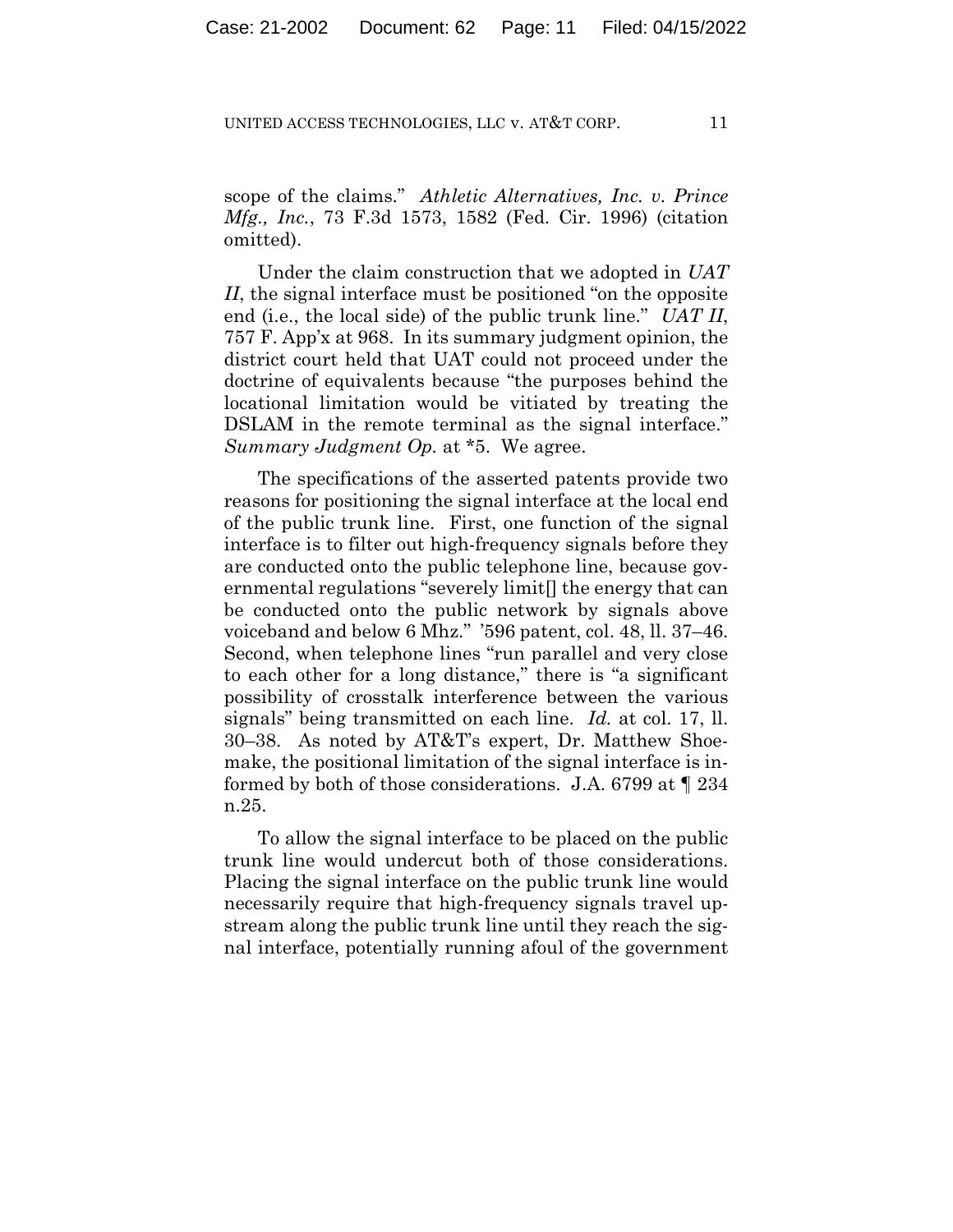scope of the claims." *Athletic Alternatives, Inc. v. Prince Mfg., Inc.*, 73 F.3d 1573, 1582 (Fed. Cir. 1996) (citation omitted).

Under the claim construction that we adopted in *UAT II*, the signal interface must be positioned "on the opposite end (i.e., the local side) of the public trunk line." *UAT II*, 757 F. App'x at 968. In its summary judgment opinion, the district court held that UAT could not proceed under the doctrine of equivalents because "the purposes behind the locational limitation would be vitiated by treating the DSLAM in the remote terminal as the signal interface." *Summary Judgment Op.* at *5. We agree.

The specifications of the asserted patents provide two reasons for positioning the signal interface at the local end of the public trunk line. First, one function of the signal interface is to filter out high-frequency signals before they are conducted onto the public telephone line, because governmental regulations "severely limit[] the energy that can be conducted onto the public network by signals above voiceband and below 6 Mhz." '596 patent, col. 48, ll. 37–46. Second, when telephone lines "run parallel and very close to each other for a long distance," there is "a significant possibility of crosstalk interference between the various signals" being transmitted on each line. *Id.* at col. 17, ll. 30–38. As noted by AT&T's expert, Dr. Matthew Shoemake, the positional limitation of the signal interface is informed by both of those considerations. J.A. 6799 at ¶ 234 n.25.

To allow the signal interface to be placed on the public trunk line would undercut both of those considerations. Placing the signal interface on the public trunk line would necessarily require that high-frequency signals travel upstream along the public trunk line until they reach the signal interface, potentially running afoul of the government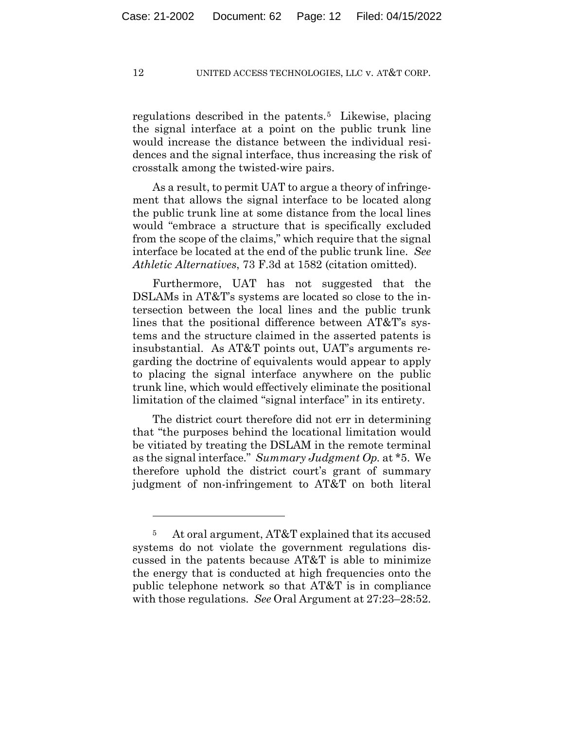regulations described in the patents.[5] Likewise, placing the signal interface at a point on the public trunk line would increase the distance between the individual residences and the signal interface, thus increasing the risk of crosstalk among the twisted-wire pairs.

As a result, to permit UAT to argue a theory of infringement that allows the signal interface to be located along the public trunk line at some distance from the local lines would "embrace a structure that is specifically excluded from the scope of the claims," which require that the signal interface be located at the end of the public trunk line. *See Athletic Alternatives*, 73 F.3d at 1582 (citation omitted).

Furthermore, UAT has not suggested that the DSLAMs in AT&T's systems are located so close to the intersection between the local lines and the public trunk lines that the positional difference between AT&T's systems and the structure claimed in the asserted patents is insubstantial. As AT&T points out, UAT's arguments regarding the doctrine of equivalents would appear to apply to placing the signal interface anywhere on the public trunk line, which would effectively eliminate the positional limitation of the claimed "signal interface" in its entirety.

The district court therefore did not err in determining that "the purposes behind the locational limitation would be vitiated by treating the DSLAM in the remote terminal as the signal interface." *Summary Judgment Op.* at *5. We therefore uphold the district court's grant of summary judgment of non-infringement to AT&T on both literal

---

[5] At oral argument, AT&T explained that its accused systems do not violate the government regulations discussed in the patents because AT&T is able to minimize the energy that is conducted at high frequencies onto the public telephone network so that AT&T is in compliance with those regulations. *See* Oral Argument at 27:23–28:52.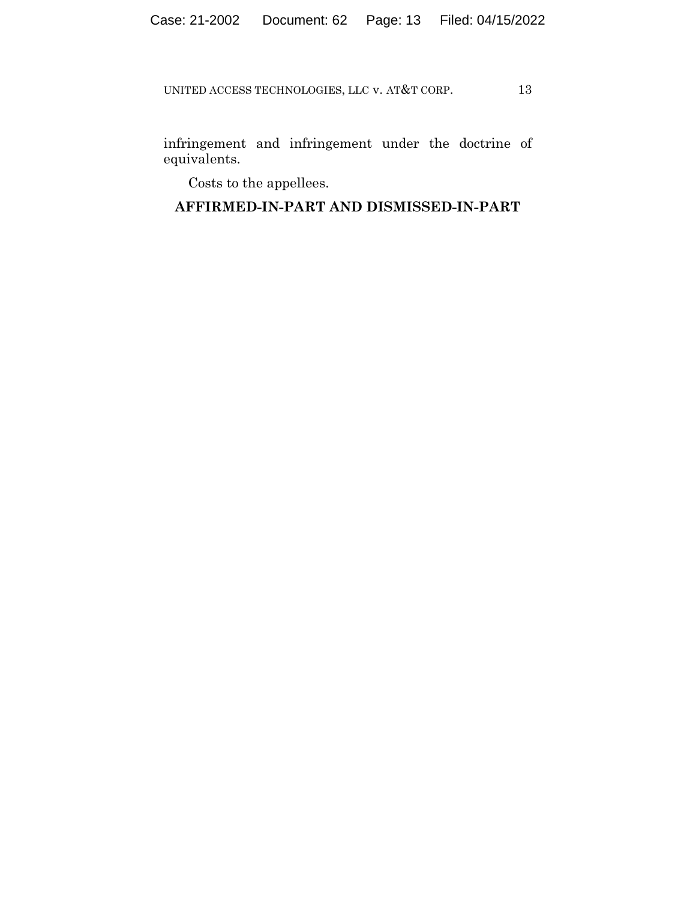infringement and infringement under the doctrine of equivalents.

Costs to the appellees.

**AFFIRMED-IN-PART AND DISMISSED-IN-PART**